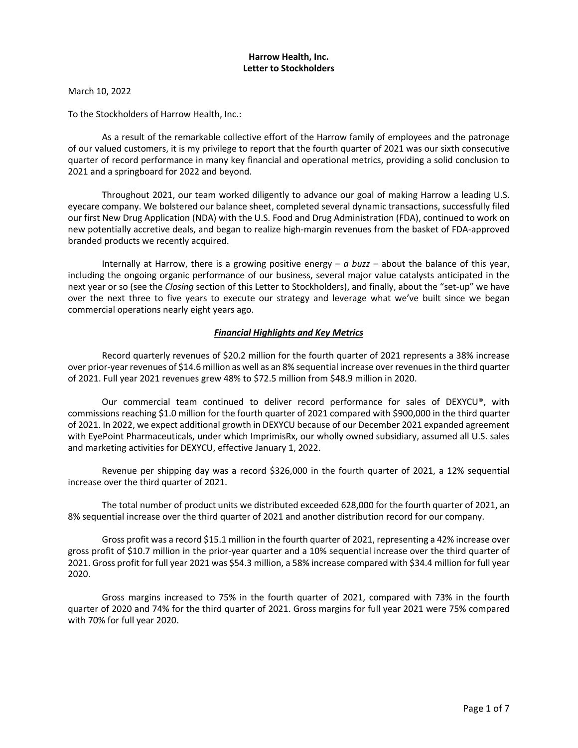**Harrow Health, Inc.**
**Letter to Stockholders**

March 10, 2022

To the Stockholders of Harrow Health, Inc.:

As a result of the remarkable collective effort of the Harrow family of employees and the patronage of our valued customers, it is my privilege to report that the fourth quarter of 2021 was our sixth consecutive quarter of record performance in many key financial and operational metrics, providing a solid conclusion to 2021 and a springboard for 2022 and beyond.

Throughout 2021, our team worked diligently to advance our goal of making Harrow a leading U.S. eyecare company. We bolstered our balance sheet, completed several dynamic transactions, successfully filed our first New Drug Application (NDA) with the U.S. Food and Drug Administration (FDA), continued to work on new potentially accretive deals, and began to realize high-margin revenues from the basket of FDA-approved branded products we recently acquired.

Internally at Harrow, there is a growing positive energy – *a buzz* – about the balance of this year, including the ongoing organic performance of our business, several major value catalysts anticipated in the next year or so (see the *Closing* section of this Letter to Stockholders), and finally, about the "set-up" we have over the next three to five years to execute our strategy and leverage what we've built since we began commercial operations nearly eight years ago.

## ***Financial Highlights and Key Metrics***

Record quarterly revenues of $20.2 million for the fourth quarter of 2021 represents a 38% increase over prior-year revenues of $14.6 million as well as an 8% sequential increase over revenues in the third quarter of 2021. Full year 2021 revenues grew 48% to $72.5 million from $48.9 million in 2020.

Our commercial team continued to deliver record performance for sales of DEXYCU®, with commissions reaching $1.0 million for the fourth quarter of 2021 compared with $900,000 in the third quarter of 2021. In 2022, we expect additional growth in DEXYCU because of our December 2021 expanded agreement with EyePoint Pharmaceuticals, under which ImprimisRx, our wholly owned subsidiary, assumed all U.S. sales and marketing activities for DEXYCU, effective January 1, 2022.

Revenue per shipping day was a record $326,000 in the fourth quarter of 2021, a 12% sequential increase over the third quarter of 2021.

The total number of product units we distributed exceeded 628,000 for the fourth quarter of 2021, an 8% sequential increase over the third quarter of 2021 and another distribution record for our company.

Gross profit was a record $15.1 million in the fourth quarter of 2021, representing a 42% increase over gross profit of $10.7 million in the prior-year quarter and a 10% sequential increase over the third quarter of 2021. Gross profit for full year 2021 was $54.3 million, a 58% increase compared with $34.4 million for full year 2020.

Gross margins increased to 75% in the fourth quarter of 2021, compared with 73% in the fourth quarter of 2020 and 74% for the third quarter of 2021. Gross margins for full year 2021 were 75% compared with 70% for full year 2020.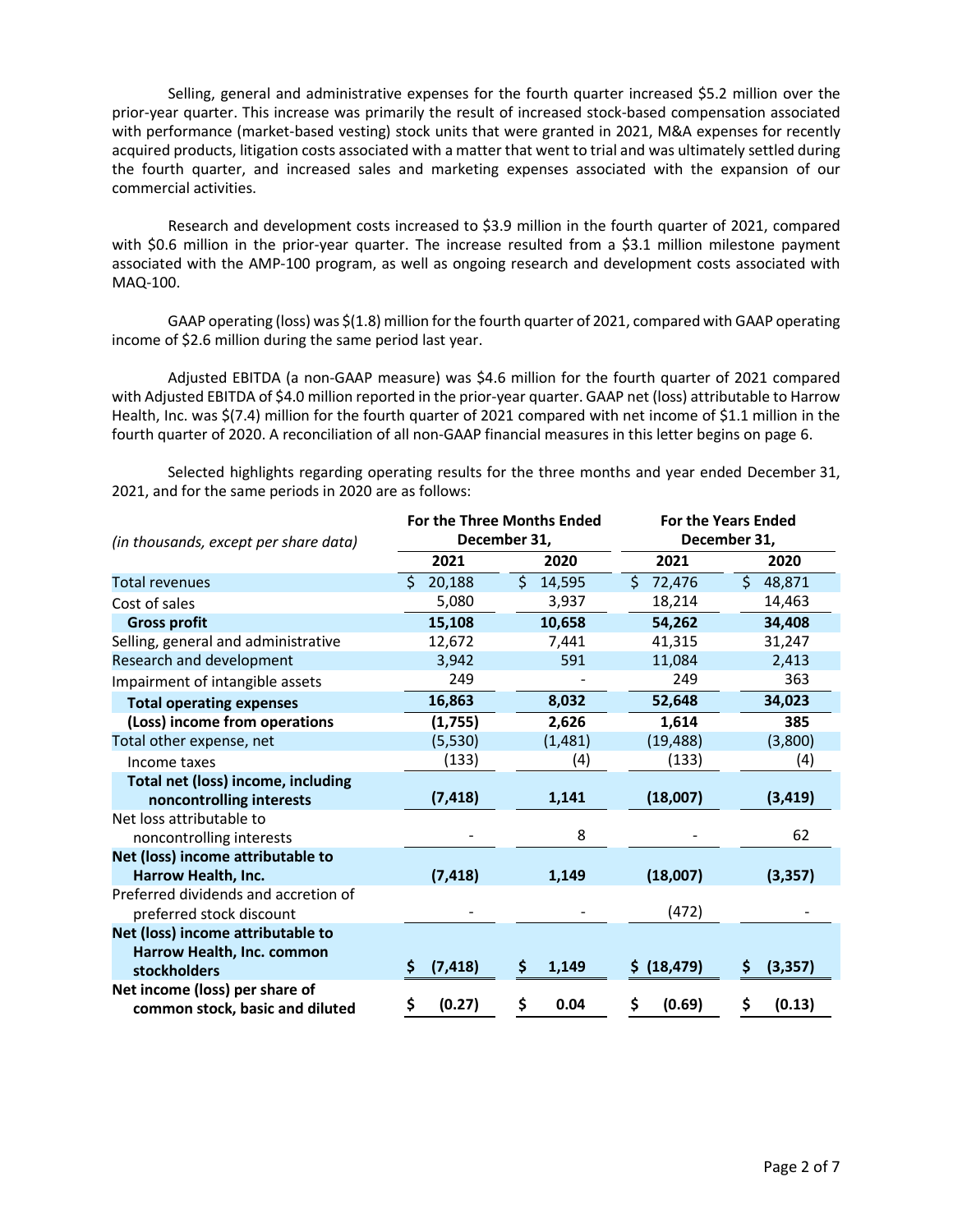Selling, general and administrative expenses for the fourth quarter increased $5.2 million over the prior-year quarter. This increase was primarily the result of increased stock-based compensation associated with performance (market-based vesting) stock units that were granted in 2021, M&A expenses for recently acquired products, litigation costs associated with a matter that went to trial and was ultimately settled during the fourth quarter, and increased sales and marketing expenses associated with the expansion of our commercial activities.

Research and development costs increased to $3.9 million in the fourth quarter of 2021, compared with $0.6 million in the prior-year quarter. The increase resulted from a $3.1 million milestone payment associated with the AMP-100 program, as well as ongoing research and development costs associated with MAQ-100.

GAAP operating (loss) was $(1.8) million for the fourth quarter of 2021, compared with GAAP operating income of $2.6 million during the same period last year.

Adjusted EBITDA (a non-GAAP measure) was $4.6 million for the fourth quarter of 2021 compared with Adjusted EBITDA of $4.0 million reported in the prior-year quarter. GAAP net (loss) attributable to Harrow Health, Inc. was $(7.4) million for the fourth quarter of 2021 compared with net income of $1.1 million in the fourth quarter of 2020. A reconciliation of all non-GAAP financial measures in this letter begins on page 6.

Selected highlights regarding operating results for the three months and year ended December 31, 2021, and for the same periods in 2020 are as follows:

| *(in thousands, except per share data)* | **For the Three Months Ended December 31,** | | **For the Years Ended December 31,** | |
|---|---|---|---|---|
| | **2021** | **2020** | **2021** | **2020** |
| Total revenues | $ 20,188 | $ 14,595 | $ 72,476 | $ 48,871 |
| Cost of sales | 5,080 | 3,937 | 18,214 | 14,463 |
| **Gross profit** | **15,108** | **10,658** | **54,262** | **34,408** |
| Selling, general and administrative | 12,672 | 7,441 | 41,315 | 31,247 |
| Research and development | 3,942 | 591 | 11,084 | 2,413 |
| Impairment of intangible assets | 249 | - | 249 | 363 |
| **Total operating expenses** | **16,863** | **8,032** | **52,648** | **34,023** |
| **(Loss) income from operations** | **(1,755)** | **2,626** | **1,614** | **385** |
| Total other expense, net | (5,530) | (1,481) | (19,488) | (3,800) |
| Income taxes | (133) | (4) | (133) | (4) |
| **Total net (loss) income, including noncontrolling interests** | **(7,418)** | **1,141** | **(18,007)** | **(3,419)** |
| Net loss attributable to noncontrolling interests | - | 8 | - | 62 |
| **Net (loss) income attributable to Harrow Health, Inc.** | **(7,418)** | **1,149** | **(18,007)** | **(3,357)** |
| Preferred dividends and accretion of preferred stock discount | - | - | (472) | - |
| **Net (loss) income attributable to Harrow Health, Inc. common stockholders** | **$ (7,418)** | **$ 1,149** | **$ (18,479)** | **$ (3,357)** |
| **Net income (loss) per share of common stock, basic and diluted** | **$ (0.27)** | **$ 0.04** | **$ (0.69)** | **$ (0.13)** |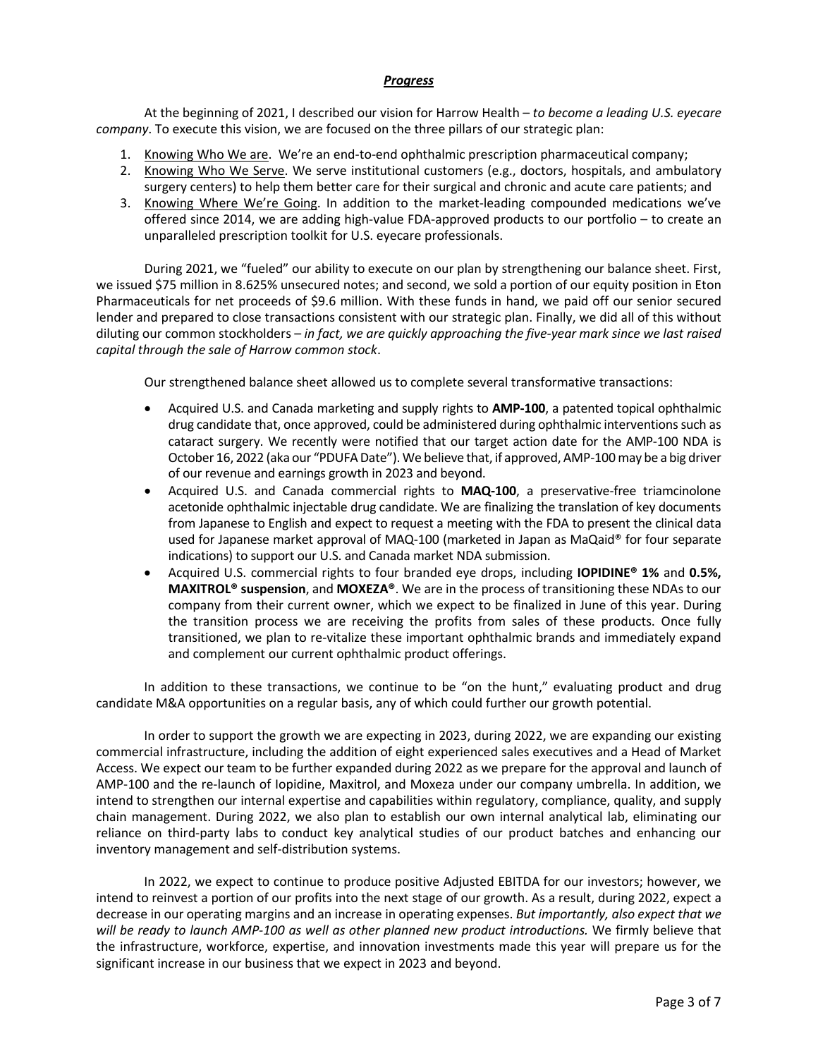***Progress***

At the beginning of 2021, I described our vision for Harrow Health – *to become a leading U.S. eyecare company*. To execute this vision, we are focused on the three pillars of our strategic plan:

1. Knowing Who We are. We're an end-to-end ophthalmic prescription pharmaceutical company;
2. Knowing Who We Serve. We serve institutional customers (e.g., doctors, hospitals, and ambulatory surgery centers) to help them better care for their surgical and chronic and acute care patients; and
3. Knowing Where We're Going. In addition to the market-leading compounded medications we've offered since 2014, we are adding high-value FDA-approved products to our portfolio – to create an unparalleled prescription toolkit for U.S. eyecare professionals.

During 2021, we "fueled" our ability to execute on our plan by strengthening our balance sheet. First, we issued $75 million in 8.625% unsecured notes; and second, we sold a portion of our equity position in Eton Pharmaceuticals for net proceeds of $9.6 million. With these funds in hand, we paid off our senior secured lender and prepared to close transactions consistent with our strategic plan. Finally, we did all of this without diluting our common stockholders – *in fact, we are quickly approaching the five-year mark since we last raised capital through the sale of Harrow common stock*.

Our strengthened balance sheet allowed us to complete several transformative transactions:

- Acquired U.S. and Canada marketing and supply rights to **AMP-100**, a patented topical ophthalmic drug candidate that, once approved, could be administered during ophthalmic interventions such as cataract surgery. We recently were notified that our target action date for the AMP-100 NDA is October 16, 2022 (aka our "PDUFA Date"). We believe that, if approved, AMP-100 may be a big driver of our revenue and earnings growth in 2023 and beyond.
- Acquired U.S. and Canada commercial rights to **MAQ-100**, a preservative-free triamcinolone acetonide ophthalmic injectable drug candidate. We are finalizing the translation of key documents from Japanese to English and expect to request a meeting with the FDA to present the clinical data used for Japanese market approval of MAQ-100 (marketed in Japan as MaQaid® for four separate indications) to support our U.S. and Canada market NDA submission.
- Acquired U.S. commercial rights to four branded eye drops, including **IOPIDINE® 1%** and **0.5%, MAXITROL® suspension**, and **MOXEZA®**. We are in the process of transitioning these NDAs to our company from their current owner, which we expect to be finalized in June of this year. During the transition process we are receiving the profits from sales of these products. Once fully transitioned, we plan to re-vitalize these important ophthalmic brands and immediately expand and complement our current ophthalmic product offerings.

In addition to these transactions, we continue to be "on the hunt," evaluating product and drug candidate M&A opportunities on a regular basis, any of which could further our growth potential.

In order to support the growth we are expecting in 2023, during 2022, we are expanding our existing commercial infrastructure, including the addition of eight experienced sales executives and a Head of Market Access. We expect our team to be further expanded during 2022 as we prepare for the approval and launch of AMP-100 and the re-launch of Iopidine, Maxitrol, and Moxeza under our company umbrella. In addition, we intend to strengthen our internal expertise and capabilities within regulatory, compliance, quality, and supply chain management. During 2022, we also plan to establish our own internal analytical lab, eliminating our reliance on third-party labs to conduct key analytical studies of our product batches and enhancing our inventory management and self-distribution systems.

In 2022, we expect to continue to produce positive Adjusted EBITDA for our investors; however, we intend to reinvest a portion of our profits into the next stage of our growth. As a result, during 2022, expect a decrease in our operating margins and an increase in operating expenses. *But importantly, also expect that we will be ready to launch AMP-100 as well as other planned new product introductions.* We firmly believe that the infrastructure, workforce, expertise, and innovation investments made this year will prepare us for the significant increase in our business that we expect in 2023 and beyond.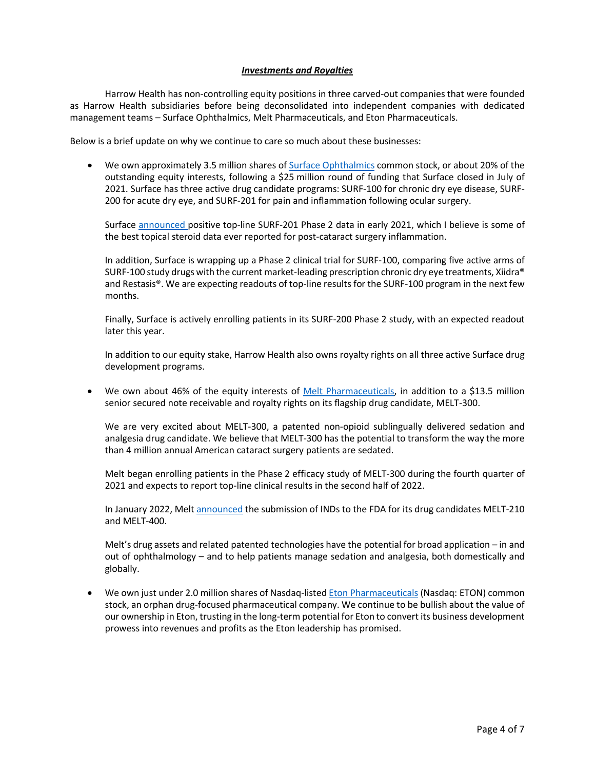## ***Investments and Royalties***

Harrow Health has non-controlling equity positions in three carved-out companies that were founded as Harrow Health subsidiaries before being deconsolidated into independent companies with dedicated management teams – Surface Ophthalmics, Melt Pharmaceuticals, and Eton Pharmaceuticals.

Below is a brief update on why we continue to care so much about these businesses:

- We own approximately 3.5 million shares of Surface Ophthalmics common stock, or about 20% of the outstanding equity interests, following a $25 million round of funding that Surface closed in July of 2021. Surface has three active drug candidate programs: SURF-100 for chronic dry eye disease, SURF-200 for acute dry eye, and SURF-201 for pain and inflammation following ocular surgery.

  Surface announced positive top-line SURF-201 Phase 2 data in early 2021, which I believe is some of the best topical steroid data ever reported for post-cataract surgery inflammation.

  In addition, Surface is wrapping up a Phase 2 clinical trial for SURF-100, comparing five active arms of SURF-100 study drugs with the current market-leading prescription chronic dry eye treatments, Xiidra® and Restasis®. We are expecting readouts of top-line results for the SURF-100 program in the next few months.

  Finally, Surface is actively enrolling patients in its SURF-200 Phase 2 study, with an expected readout later this year.

  In addition to our equity stake, Harrow Health also owns royalty rights on all three active Surface drug development programs.

- We own about 46% of the equity interests of Melt Pharmaceuticals, in addition to a $13.5 million senior secured note receivable and royalty rights on its flagship drug candidate, MELT-300.

  We are very excited about MELT-300, a patented non-opioid sublingually delivered sedation and analgesia drug candidate. We believe that MELT-300 has the potential to transform the way the more than 4 million annual American cataract surgery patients are sedated.

  Melt began enrolling patients in the Phase 2 efficacy study of MELT-300 during the fourth quarter of 2021 and expects to report top-line clinical results in the second half of 2022.

  In January 2022, Melt announced the submission of INDs to the FDA for its drug candidates MELT-210 and MELT-400.

  Melt's drug assets and related patented technologies have the potential for broad application – in and out of ophthalmology – and to help patients manage sedation and analgesia, both domestically and globally.

- We own just under 2.0 million shares of Nasdaq-listed Eton Pharmaceuticals (Nasdaq: ETON) common stock, an orphan drug-focused pharmaceutical company. We continue to be bullish about the value of our ownership in Eton, trusting in the long-term potential for Eton to convert its business development prowess into revenues and profits as the Eton leadership has promised.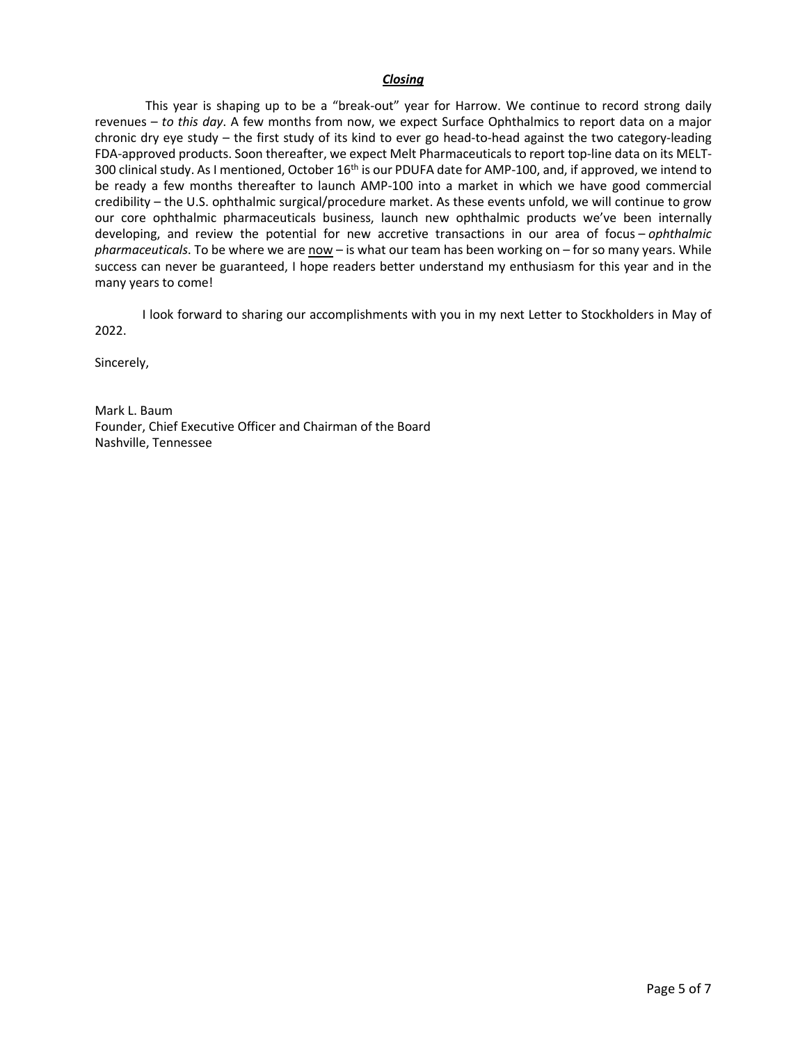## ***Closing***

This year is shaping up to be a "break-out" year for Harrow. We continue to record strong daily revenues – *to this day*. A few months from now, we expect Surface Ophthalmics to report data on a major chronic dry eye study – the first study of its kind to ever go head-to-head against the two category-leading FDA-approved products. Soon thereafter, we expect Melt Pharmaceuticals to report top-line data on its MELT-300 clinical study. As I mentioned, October 16th is our PDUFA date for AMP-100, and, if approved, we intend to be ready a few months thereafter to launch AMP-100 into a market in which we have good commercial credibility – the U.S. ophthalmic surgical/procedure market. As these events unfold, we will continue to grow our core ophthalmic pharmaceuticals business, launch new ophthalmic products we've been internally developing, and review the potential for new accretive transactions in our area of focus – *ophthalmic pharmaceuticals*. To be where we are now – is what our team has been working on – for so many years. While success can never be guaranteed, I hope readers better understand my enthusiasm for this year and in the many years to come!

I look forward to sharing our accomplishments with you in my next Letter to Stockholders in May of 2022.

Sincerely,

Mark L. Baum
Founder, Chief Executive Officer and Chairman of the Board
Nashville, Tennessee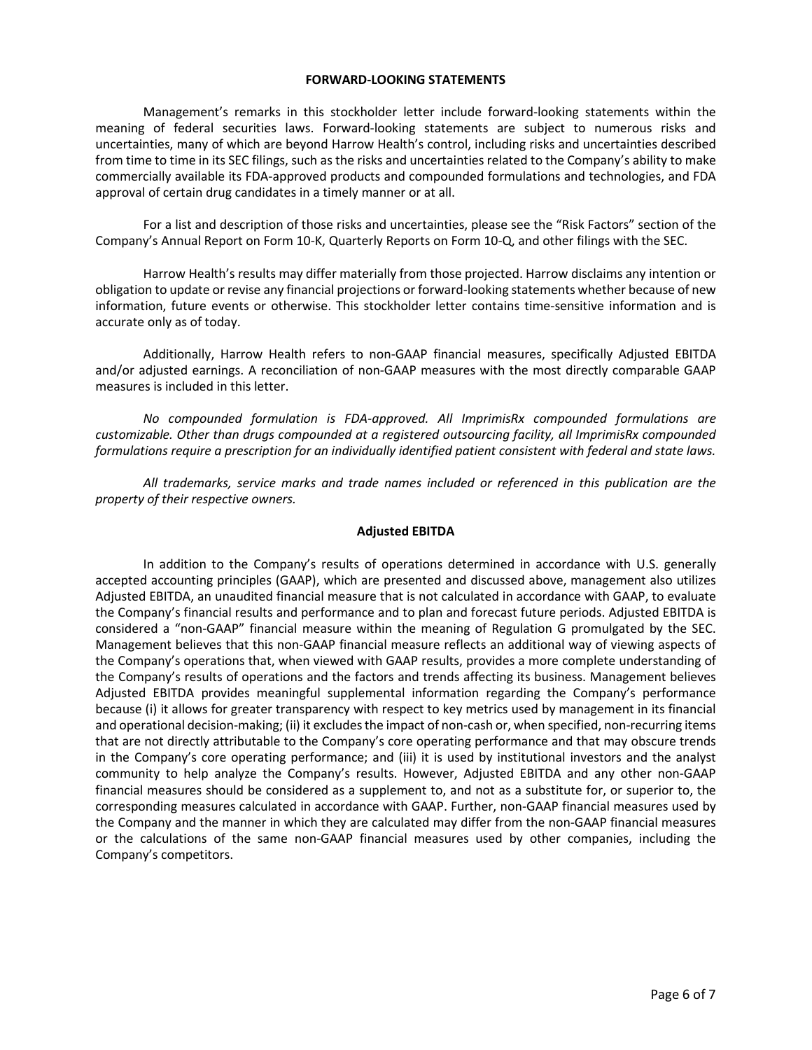## FORWARD-LOOKING STATEMENTS

Management's remarks in this stockholder letter include forward-looking statements within the meaning of federal securities laws. Forward-looking statements are subject to numerous risks and uncertainties, many of which are beyond Harrow Health's control, including risks and uncertainties described from time to time in its SEC filings, such as the risks and uncertainties related to the Company's ability to make commercially available its FDA-approved products and compounded formulations and technologies, and FDA approval of certain drug candidates in a timely manner or at all.

For a list and description of those risks and uncertainties, please see the "Risk Factors" section of the Company's Annual Report on Form 10-K, Quarterly Reports on Form 10-Q, and other filings with the SEC.

Harrow Health's results may differ materially from those projected. Harrow disclaims any intention or obligation to update or revise any financial projections or forward-looking statements whether because of new information, future events or otherwise. This stockholder letter contains time-sensitive information and is accurate only as of today.

Additionally, Harrow Health refers to non-GAAP financial measures, specifically Adjusted EBITDA and/or adjusted earnings. A reconciliation of non-GAAP measures with the most directly comparable GAAP measures is included in this letter.

*No compounded formulation is FDA-approved. All ImprimisRx compounded formulations are customizable. Other than drugs compounded at a registered outsourcing facility, all ImprimisRx compounded formulations require a prescription for an individually identified patient consistent with federal and state laws.*

*All trademarks, service marks and trade names included or referenced in this publication are the property of their respective owners.*

## Adjusted EBITDA

In addition to the Company's results of operations determined in accordance with U.S. generally accepted accounting principles (GAAP), which are presented and discussed above, management also utilizes Adjusted EBITDA, an unaudited financial measure that is not calculated in accordance with GAAP, to evaluate the Company's financial results and performance and to plan and forecast future periods. Adjusted EBITDA is considered a "non-GAAP" financial measure within the meaning of Regulation G promulgated by the SEC. Management believes that this non-GAAP financial measure reflects an additional way of viewing aspects of the Company's operations that, when viewed with GAAP results, provides a more complete understanding of the Company's results of operations and the factors and trends affecting its business. Management believes Adjusted EBITDA provides meaningful supplemental information regarding the Company's performance because (i) it allows for greater transparency with respect to key metrics used by management in its financial and operational decision-making; (ii) it excludes the impact of non-cash or, when specified, non-recurring items that are not directly attributable to the Company's core operating performance and that may obscure trends in the Company's core operating performance; and (iii) it is used by institutional investors and the analyst community to help analyze the Company's results. However, Adjusted EBITDA and any other non-GAAP financial measures should be considered as a supplement to, and not as a substitute for, or superior to, the corresponding measures calculated in accordance with GAAP. Further, non-GAAP financial measures used by the Company and the manner in which they are calculated may differ from the non-GAAP financial measures or the calculations of the same non-GAAP financial measures used by other companies, including the Company's competitors.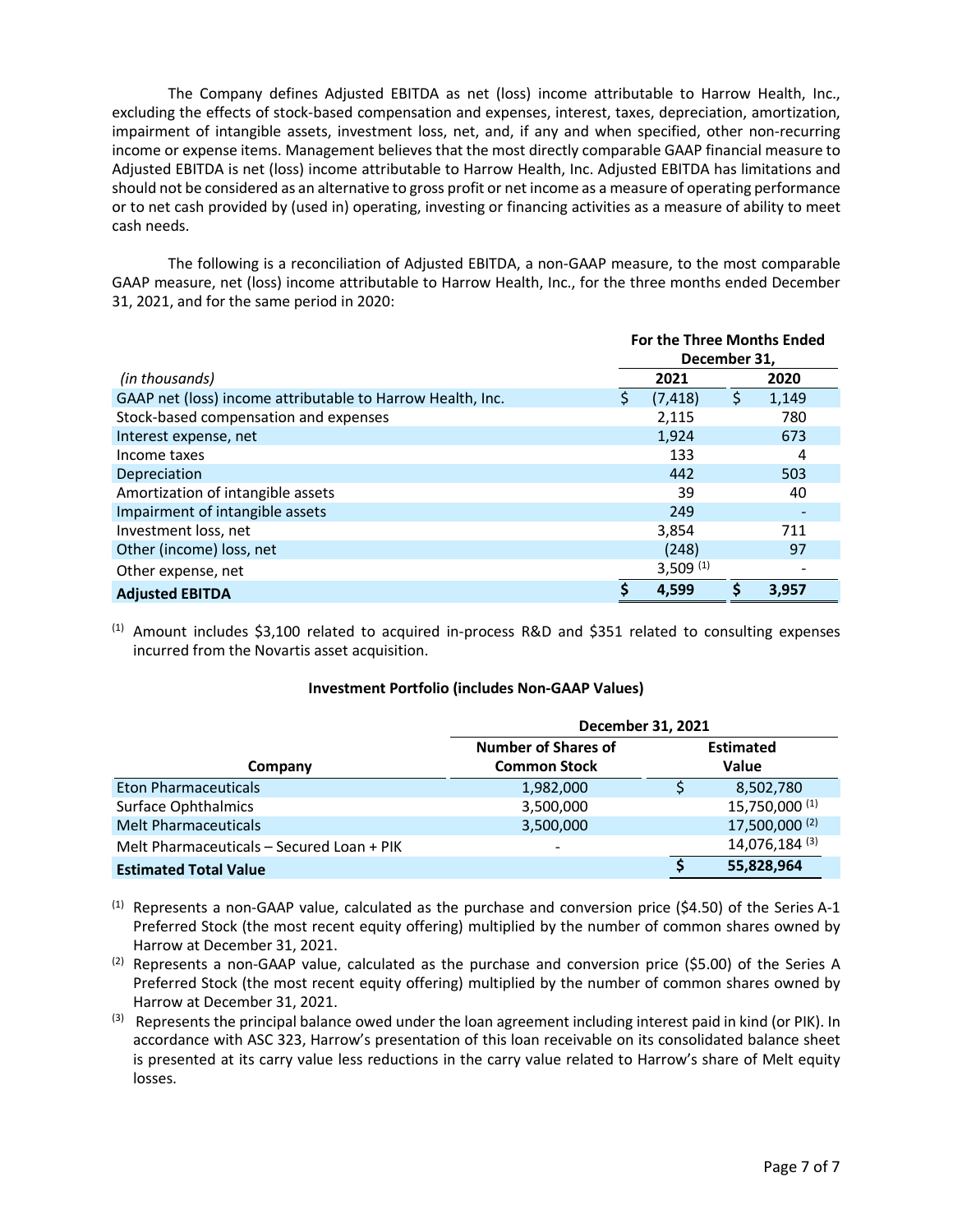The Company defines Adjusted EBITDA as net (loss) income attributable to Harrow Health, Inc., excluding the effects of stock-based compensation and expenses, interest, taxes, depreciation, amortization, impairment of intangible assets, investment loss, net, and, if any and when specified, other non-recurring income or expense items. Management believes that the most directly comparable GAAP financial measure to Adjusted EBITDA is net (loss) income attributable to Harrow Health, Inc. Adjusted EBITDA has limitations and should not be considered as an alternative to gross profit or net income as a measure of operating performance or to net cash provided by (used in) operating, investing or financing activities as a measure of ability to meet cash needs.

The following is a reconciliation of Adjusted EBITDA, a non-GAAP measure, to the most comparable GAAP measure, net (loss) income attributable to Harrow Health, Inc., for the three months ended December 31, 2021, and for the same period in 2020:

| | **For the Three Months Ended December 31,** | |
|---|---|---|
| *(in thousands)* | **2021** | **2020** |
| GAAP net (loss) income attributable to Harrow Health, Inc. | $ (7,418) | $ 1,149 |
| Stock-based compensation and expenses | 2,115 | 780 |
| Interest expense, net | 1,924 | 673 |
| Income taxes | 133 | 4 |
| Depreciation | 442 | 503 |
| Amortization of intangible assets | 39 | 40 |
| Impairment of intangible assets | 249 | - |
| Investment loss, net | 3,854 | 711 |
| Other (income) loss, net | (248) | 97 |
| Other expense, net | 3,509 (1) | - |
| **Adjusted EBITDA** | **$ 4,599** | **$ 3,957** |

(1) Amount includes $3,100 related to acquired in-process R&D and $351 related to consulting expenses incurred from the Novartis asset acquisition.

**Investment Portfolio (includes Non-GAAP Values)**

| | **December 31, 2021** | |
|---|---|---|
| **Company** | **Number of Shares of Common Stock** | **Estimated Value** |
| Eton Pharmaceuticals | 1,982,000 | $ 8,502,780 |
| Surface Ophthalmics | 3,500,000 | 15,750,000 (1) |
| Melt Pharmaceuticals | 3,500,000 | 17,500,000 (2) |
| Melt Pharmaceuticals – Secured Loan + PIK | - | 14,076,184 (3) |
| **Estimated Total Value** | | **$ 55,828,964** |

(1) Represents a non-GAAP value, calculated as the purchase and conversion price ($4.50) of the Series A-1 Preferred Stock (the most recent equity offering) multiplied by the number of common shares owned by Harrow at December 31, 2021.

(2) Represents a non-GAAP value, calculated as the purchase and conversion price ($5.00) of the Series A Preferred Stock (the most recent equity offering) multiplied by the number of common shares owned by Harrow at December 31, 2021.

(3) Represents the principal balance owed under the loan agreement including interest paid in kind (or PIK). In accordance with ASC 323, Harrow's presentation of this loan receivable on its consolidated balance sheet is presented at its carry value less reductions in the carry value related to Harrow's share of Melt equity losses.